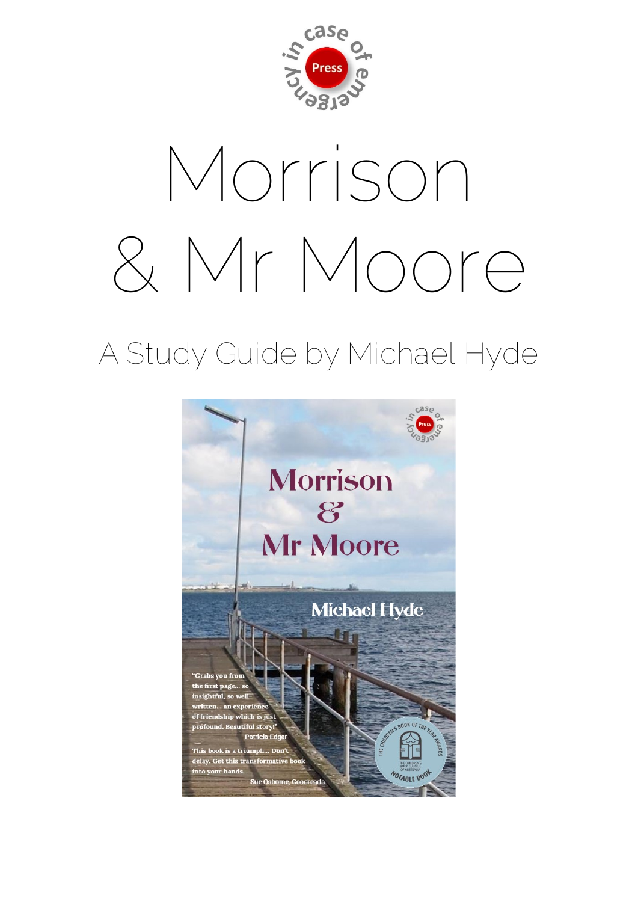in case of emergency Press

# Morrison & Mr Moore

## A Study Guide by Michael Hyde

Morrison & Mr Moore

Michael Hyde

"Grabs you from the first page... so insightful, so well-written... an experience of friendship which is just profound. Beautiful story!"
Patricia Edgar

This book is a triumph... Don't delay. Get this transformative book into your hands...
Sue Osborne, Goodreads

The Children's Book of the Year Awards — The Children's Book Council of Australia — Notable Book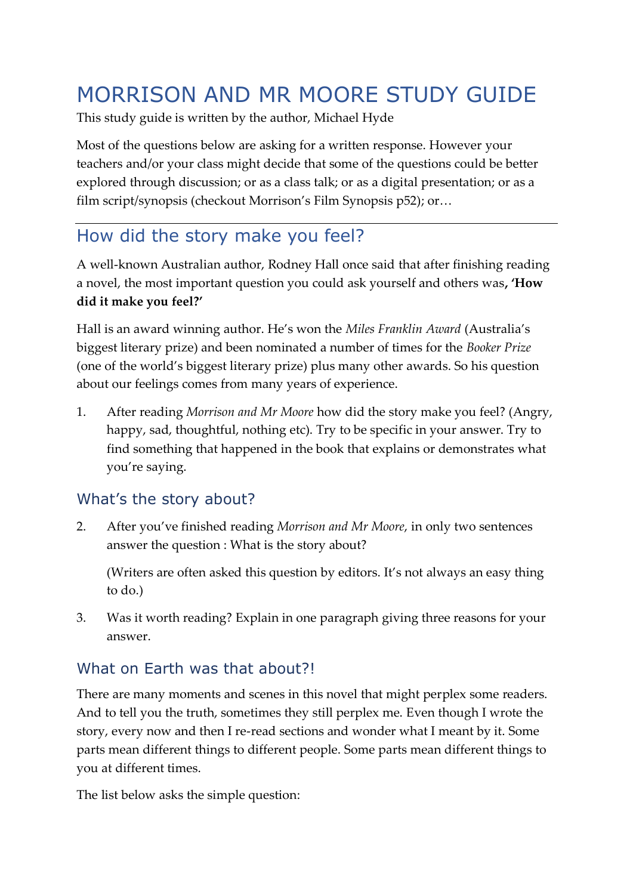# MORRISON AND MR MOORE STUDY GUIDE

This study guide is written by the author, Michael Hyde

Most of the questions below are asking for a written response. However your teachers and/or your class might decide that some of the questions could be better explored through discussion; or as a class talk; or as a digital presentation; or as a film script/synopsis (checkout Morrison's Film Synopsis p52); or…

---

## How did the story make you feel?

A well-known Australian author, Rodney Hall once said that after finishing reading a novel, the most important question you could ask yourself and others was**, 'How did it make you feel?'**

Hall is an award winning author. He's won the *Miles Franklin Award* (Australia's biggest literary prize) and been nominated a number of times for the *Booker Prize* (one of the world's biggest literary prize) plus many other awards. So his question about our feelings comes from many years of experience.

1. After reading *Morrison and Mr Moore* how did the story make you feel? (Angry, happy, sad, thoughtful, nothing etc). Try to be specific in your answer. Try to find something that happened in the book that explains or demonstrates what you're saying.

### What's the story about?

2. After you've finished reading *Morrison and Mr Moore*, in only two sentences answer the question : What is the story about?

   (Writers are often asked this question by editors. It's not always an easy thing to do.)

3. Was it worth reading? Explain in one paragraph giving three reasons for your answer.

### What on Earth was that about?!

There are many moments and scenes in this novel that might perplex some readers. And to tell you the truth, sometimes they still perplex me. Even though I wrote the story, every now and then I re-read sections and wonder what I meant by it. Some parts mean different things to different people. Some parts mean different things to you at different times.

The list below asks the simple question: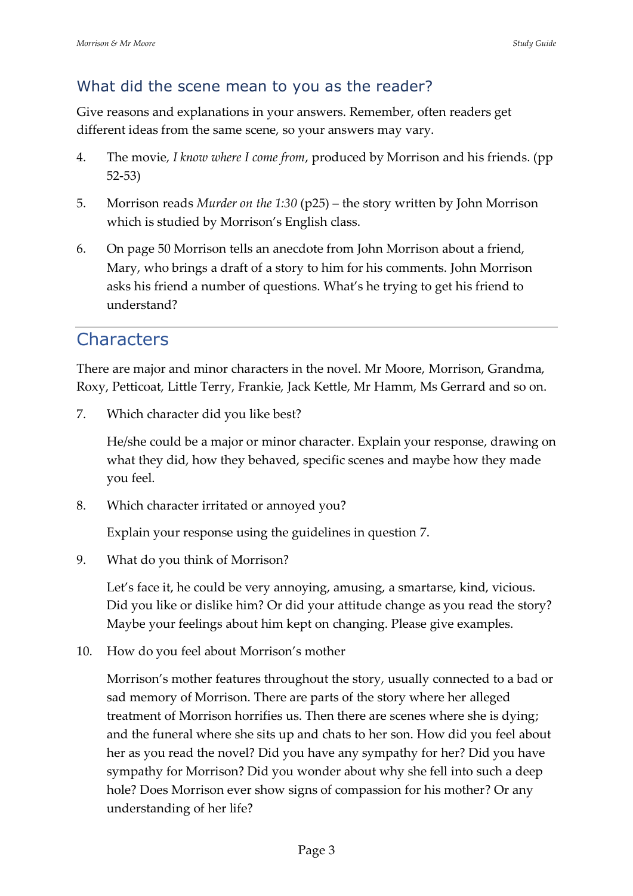## What did the scene mean to you as the reader?

Give reasons and explanations in your answers. Remember, often readers get different ideas from the same scene, so your answers may vary.

4. The movie, *I know where I come from*, produced by Morrison and his friends. (pp 52-53)

5. Morrison reads *Murder on the 1:30* (p25) – the story written by John Morrison which is studied by Morrison's English class.

6. On page 50 Morrison tells an anecdote from John Morrison about a friend, Mary, who brings a draft of a story to him for his comments. John Morrison asks his friend a number of questions. What's he trying to get his friend to understand?

---

## Characters

There are major and minor characters in the novel. Mr Moore, Morrison, Grandma, Roxy, Petticoat, Little Terry, Frankie, Jack Kettle, Mr Hamm, Ms Gerrard and so on.

7. Which character did you like best?

   He/she could be a major or minor character. Explain your response, drawing on what they did, how they behaved, specific scenes and maybe how they made you feel.

8. Which character irritated or annoyed you?

   Explain your response using the guidelines in question 7.

9. What do you think of Morrison?

   Let's face it, he could be very annoying, amusing, a smartarse, kind, vicious. Did you like or dislike him? Or did your attitude change as you read the story? Maybe your feelings about him kept on changing. Please give examples.

10. How do you feel about Morrison's mother

    Morrison's mother features throughout the story, usually connected to a bad or sad memory of Morrison. There are parts of the story where her alleged treatment of Morrison horrifies us. Then there are scenes where she is dying; and the funeral where she sits up and chats to her son. How did you feel about her as you read the novel? Did you have any sympathy for her? Did you have sympathy for Morrison? Did you wonder about why she fell into such a deep hole? Does Morrison ever show signs of compassion for his mother? Or any understanding of her life?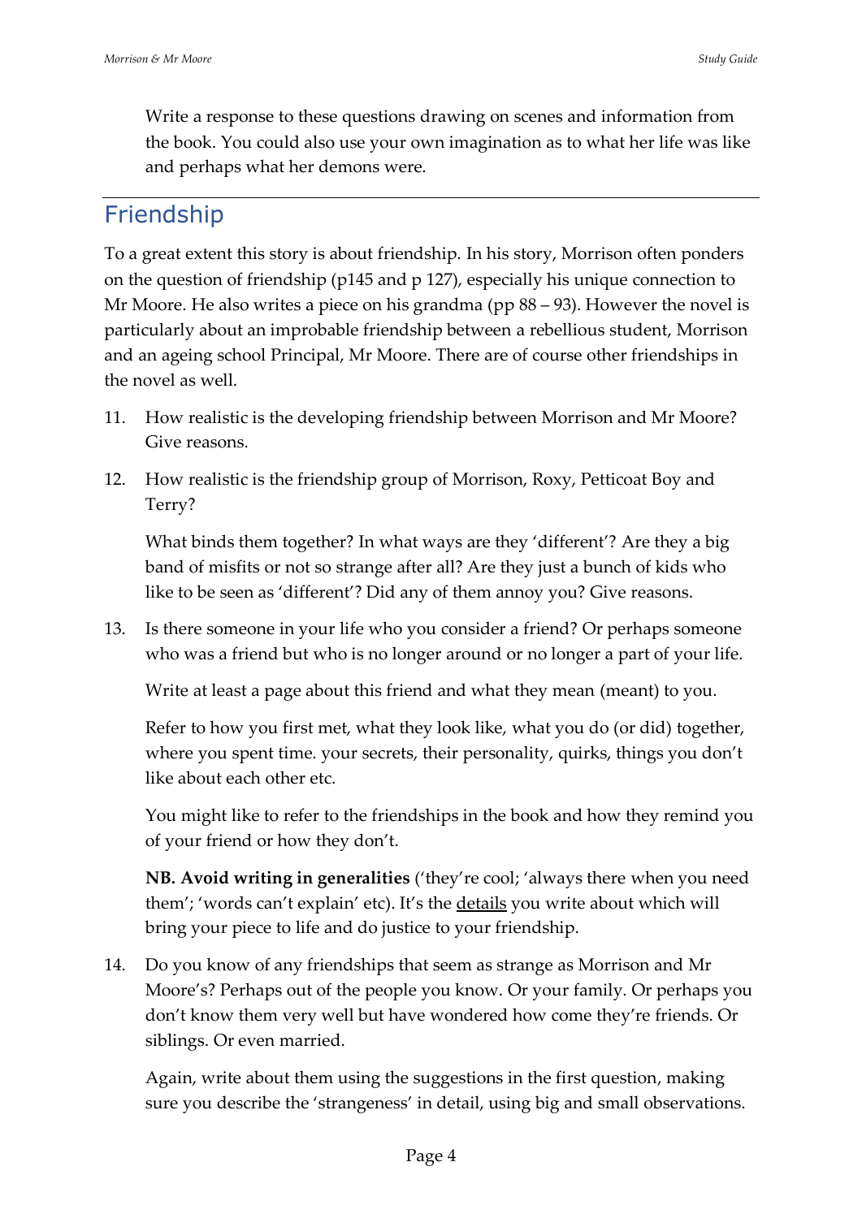Write a response to these questions drawing on scenes and information from the book. You could also use your own imagination as to what her life was like and perhaps what her demons were.

## Friendship

To a great extent this story is about friendship. In his story, Morrison often ponders on the question of friendship (p145 and p 127), especially his unique connection to Mr Moore. He also writes a piece on his grandma (pp 88 – 93). However the novel is particularly about an improbable friendship between a rebellious student, Morrison and an ageing school Principal, Mr Moore. There are of course other friendships in the novel as well.

11. How realistic is the developing friendship between Morrison and Mr Moore? Give reasons.

12. How realistic is the friendship group of Morrison, Roxy, Petticoat Boy and Terry?

    What binds them together? In what ways are they 'different'? Are they a big band of misfits or not so strange after all? Are they just a bunch of kids who like to be seen as 'different'? Did any of them annoy you? Give reasons.

13. Is there someone in your life who you consider a friend? Or perhaps someone who was a friend but who is no longer around or no longer a part of your life.

    Write at least a page about this friend and what they mean (meant) to you.

    Refer to how you first met, what they look like, what you do (or did) together, where you spent time. your secrets, their personality, quirks, things you don't like about each other etc.

    You might like to refer to the friendships in the book and how they remind you of your friend or how they don't.

    **NB. Avoid writing in generalities** ('they're cool; 'always there when you need them'; 'words can't explain' etc). It's the <u>details</u> you write about which will bring your piece to life and do justice to your friendship.

14. Do you know of any friendships that seem as strange as Morrison and Mr Moore's? Perhaps out of the people you know. Or your family. Or perhaps you don't know them very well but have wondered how come they're friends. Or siblings. Or even married.

    Again, write about them using the suggestions in the first question, making sure you describe the 'strangeness' in detail, using big and small observations.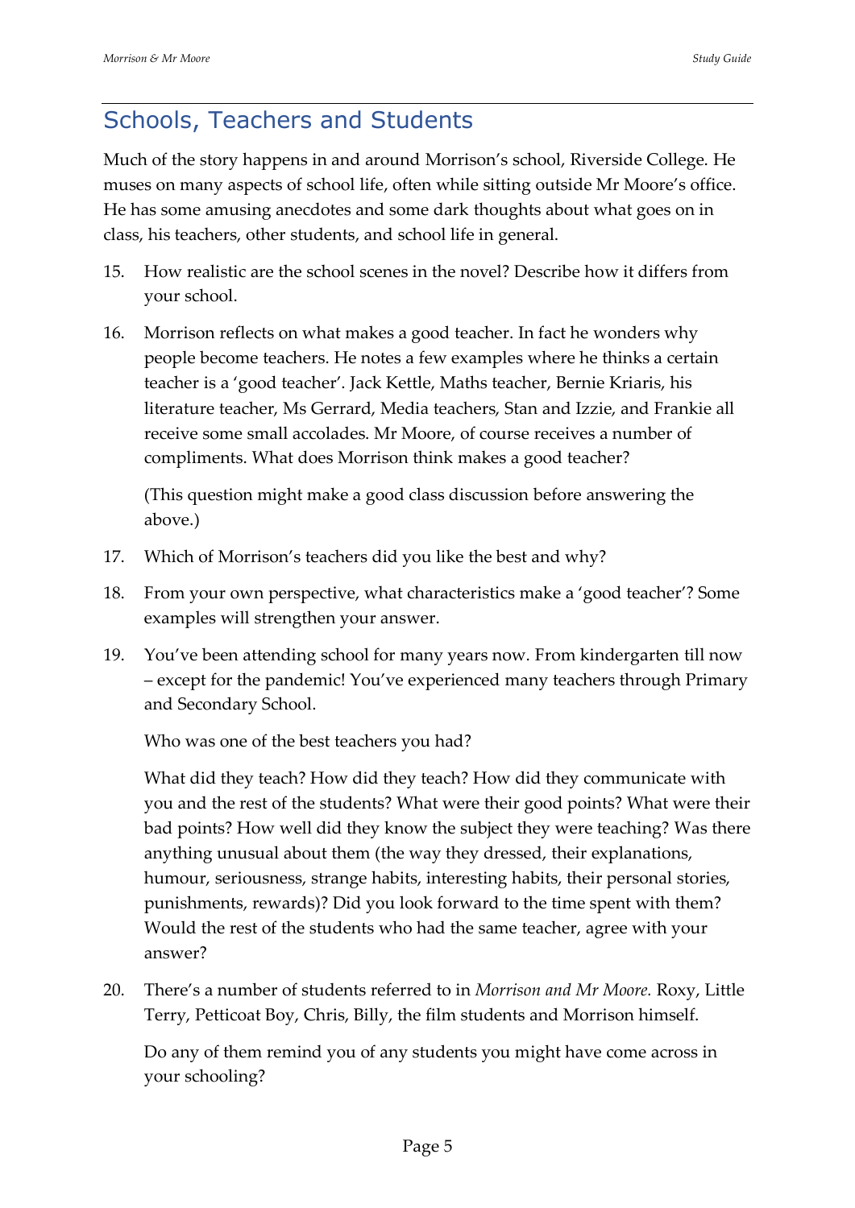## Schools, Teachers and Students

Much of the story happens in and around Morrison's school, Riverside College. He muses on many aspects of school life, often while sitting outside Mr Moore's office. He has some amusing anecdotes and some dark thoughts about what goes on in class, his teachers, other students, and school life in general.

15. How realistic are the school scenes in the novel? Describe how it differs from your school.

16. Morrison reflects on what makes a good teacher. In fact he wonders why people become teachers. He notes a few examples where he thinks a certain teacher is a 'good teacher'. Jack Kettle, Maths teacher, Bernie Kriaris, his literature teacher, Ms Gerrard, Media teachers, Stan and Izzie, and Frankie all receive some small accolades. Mr Moore, of course receives a number of compliments. What does Morrison think makes a good teacher?

    (This question might make a good class discussion before answering the above.)

17. Which of Morrison's teachers did you like the best and why?

18. From your own perspective, what characteristics make a 'good teacher'? Some examples will strengthen your answer.

19. You've been attending school for many years now. From kindergarten till now – except for the pandemic! You've experienced many teachers through Primary and Secondary School.

    Who was one of the best teachers you had?

    What did they teach? How did they teach? How did they communicate with you and the rest of the students? What were their good points? What were their bad points? How well did they know the subject they were teaching? Was there anything unusual about them (the way they dressed, their explanations, humour, seriousness, strange habits, interesting habits, their personal stories, punishments, rewards)? Did you look forward to the time spent with them? Would the rest of the students who had the same teacher, agree with your answer?

20. There's a number of students referred to in *Morrison and Mr Moore.* Roxy, Little Terry, Petticoat Boy, Chris, Billy, the film students and Morrison himself.

    Do any of them remind you of any students you might have come across in your schooling?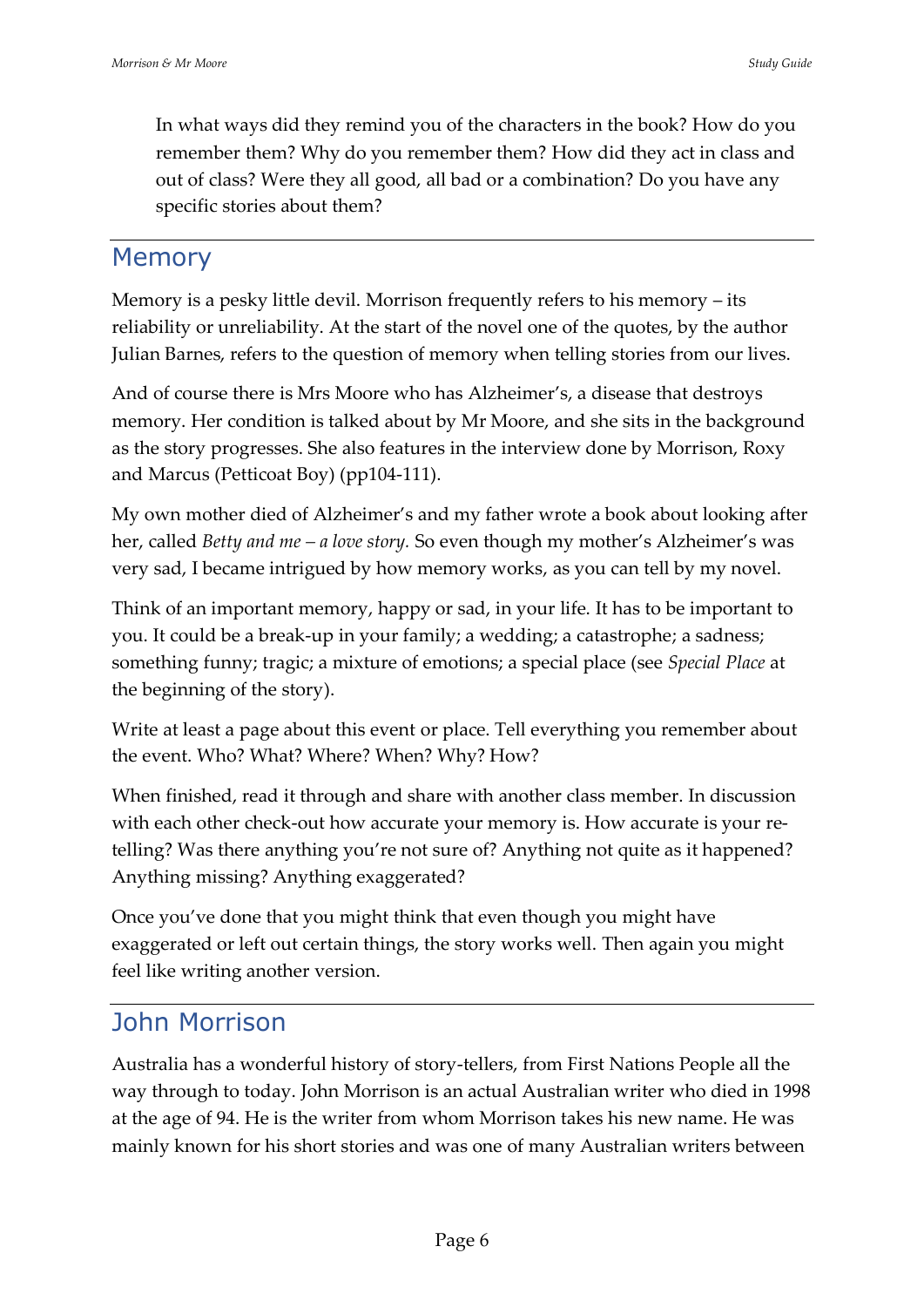In what ways did they remind you of the characters in the book? How do you remember them? Why do you remember them? How did they act in class and out of class? Were they all good, all bad or a combination? Do you have any specific stories about them?

## Memory

Memory is a pesky little devil. Morrison frequently refers to his memory – its reliability or unreliability. At the start of the novel one of the quotes, by the author Julian Barnes, refers to the question of memory when telling stories from our lives.

And of course there is Mrs Moore who has Alzheimer's, a disease that destroys memory. Her condition is talked about by Mr Moore, and she sits in the background as the story progresses. She also features in the interview done by Morrison, Roxy and Marcus (Petticoat Boy) (pp104-111).

My own mother died of Alzheimer's and my father wrote a book about looking after her, called *Betty and me – a love story.* So even though my mother's Alzheimer's was very sad, I became intrigued by how memory works, as you can tell by my novel.

Think of an important memory, happy or sad, in your life. It has to be important to you. It could be a break-up in your family; a wedding; a catastrophe; a sadness; something funny; tragic; a mixture of emotions; a special place (see *Special Place* at the beginning of the story).

Write at least a page about this event or place. Tell everything you remember about the event. Who? What? Where? When? Why? How?

When finished, read it through and share with another class member. In discussion with each other check-out how accurate your memory is. How accurate is your re-telling? Was there anything you're not sure of? Anything not quite as it happened? Anything missing? Anything exaggerated?

Once you've done that you might think that even though you might have exaggerated or left out certain things, the story works well. Then again you might feel like writing another version.

## John Morrison

Australia has a wonderful history of story-tellers, from First Nations People all the way through to today. John Morrison is an actual Australian writer who died in 1998 at the age of 94. He is the writer from whom Morrison takes his new name. He was mainly known for his short stories and was one of many Australian writers between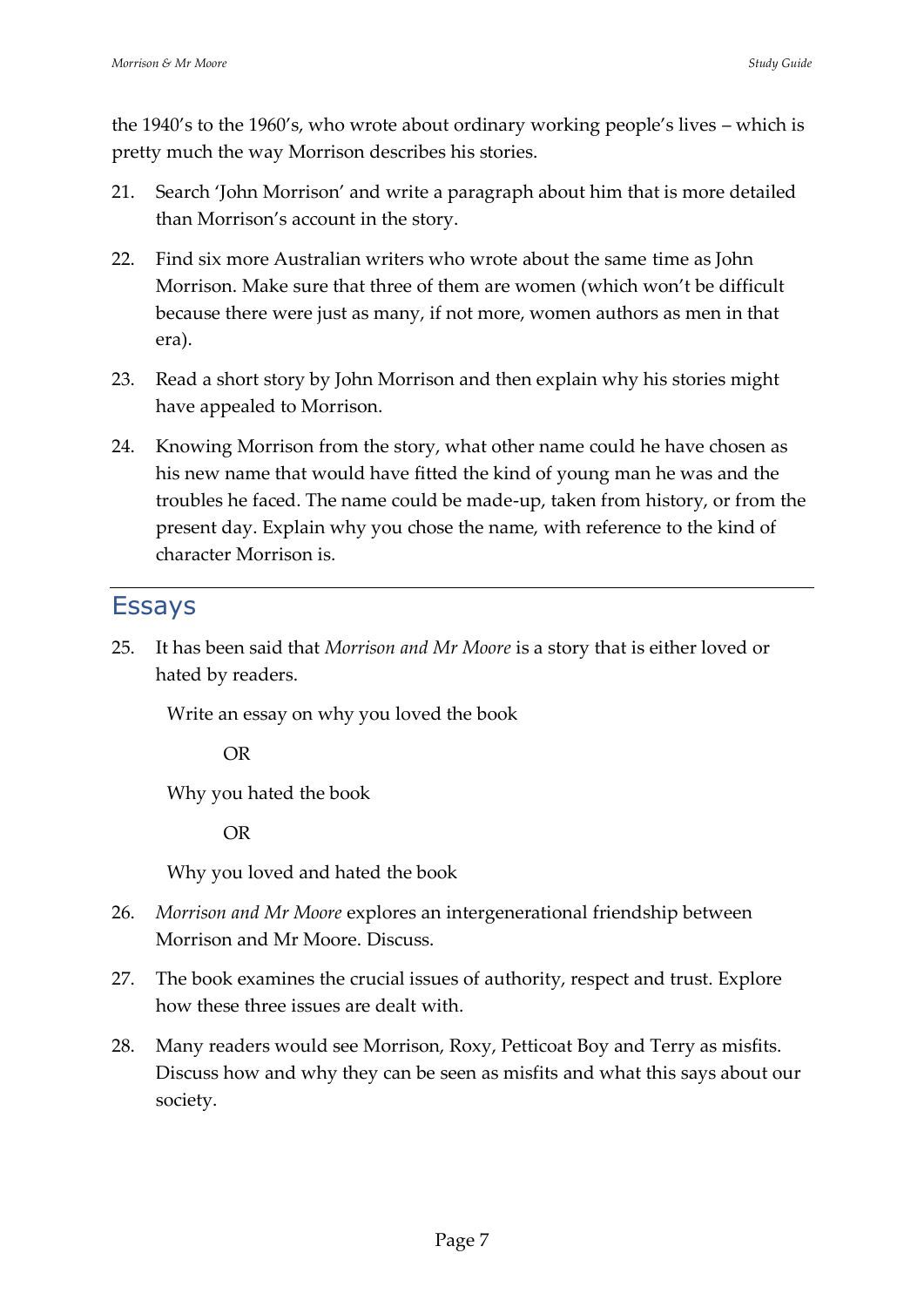the 1940's to the 1960's, who wrote about ordinary working people's lives – which is pretty much the way Morrison describes his stories.

21. Search 'John Morrison' and write a paragraph about him that is more detailed than Morrison's account in the story.

22. Find six more Australian writers who wrote about the same time as John Morrison. Make sure that three of them are women (which won't be difficult because there were just as many, if not more, women authors as men in that era).

23. Read a short story by John Morrison and then explain why his stories might have appealed to Morrison.

24. Knowing Morrison from the story, what other name could he have chosen as his new name that would have fitted the kind of young man he was and the troubles he faced. The name could be made-up, taken from history, or from the present day. Explain why you chose the name, with reference to the kind of character Morrison is.

## Essays

25. It has been said that *Morrison and Mr Moore* is a story that is either loved or hated by readers.

    Write an essay on why you loved the book

    OR

    Why you hated the book

    OR

    Why you loved and hated the book

26. *Morrison and Mr Moore* explores an intergenerational friendship between Morrison and Mr Moore. Discuss.

27. The book examines the crucial issues of authority, respect and trust. Explore how these three issues are dealt with.

28. Many readers would see Morrison, Roxy, Petticoat Boy and Terry as misfits. Discuss how and why they can be seen as misfits and what this says about our society.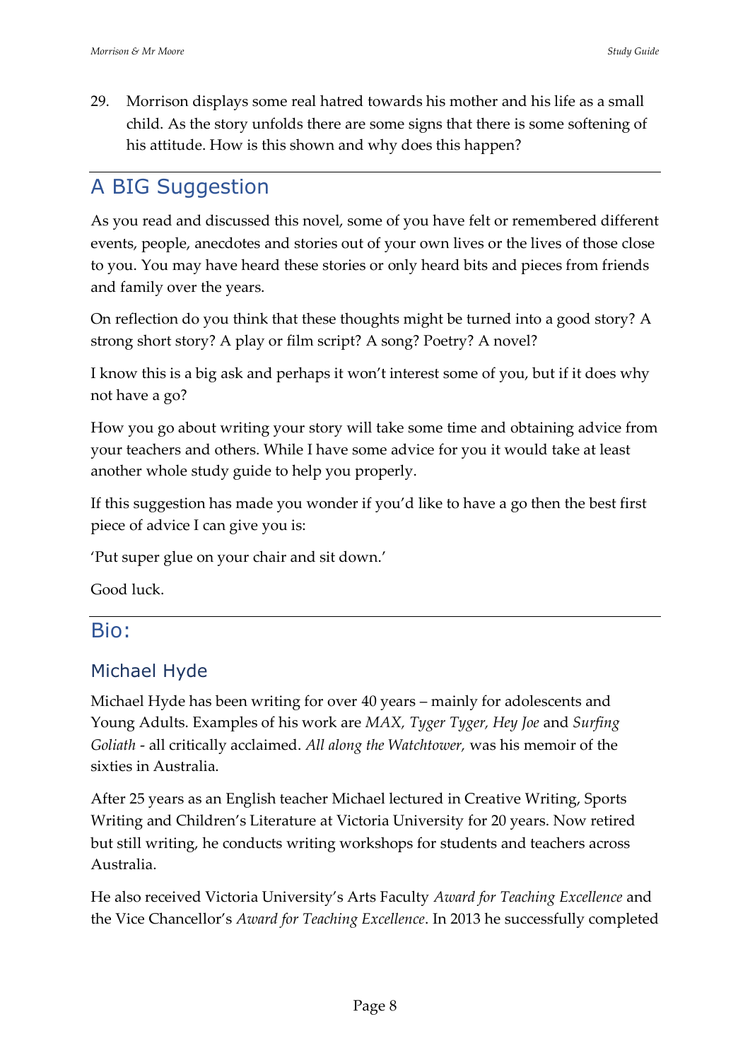29. Morrison displays some real hatred towards his mother and his life as a small child. As the story unfolds there are some signs that there is some softening of his attitude. How is this shown and why does this happen?

## A BIG Suggestion

As you read and discussed this novel, some of you have felt or remembered different events, people, anecdotes and stories out of your own lives or the lives of those close to you. You may have heard these stories or only heard bits and pieces from friends and family over the years.

On reflection do you think that these thoughts might be turned into a good story? A strong short story? A play or film script? A song? Poetry? A novel?

I know this is a big ask and perhaps it won't interest some of you, but if it does why not have a go?

How you go about writing your story will take some time and obtaining advice from your teachers and others. While I have some advice for you it would take at least another whole study guide to help you properly.

If this suggestion has made you wonder if you'd like to have a go then the best first piece of advice I can give you is:

'Put super glue on your chair and sit down.'

Good luck.

## Bio:

### Michael Hyde

Michael Hyde has been writing for over 40 years – mainly for adolescents and Young Adults. Examples of his work are *MAX, Tyger Tyger, Hey Joe* and *Surfing Goliath* - all critically acclaimed. *All along the Watchtower,* was his memoir of the sixties in Australia.

After 25 years as an English teacher Michael lectured in Creative Writing, Sports Writing and Children's Literature at Victoria University for 20 years. Now retired but still writing, he conducts writing workshops for students and teachers across Australia.

He also received Victoria University's Arts Faculty *Award for Teaching Excellence* and the Vice Chancellor's *Award for Teaching Excellence*. In 2013 he successfully completed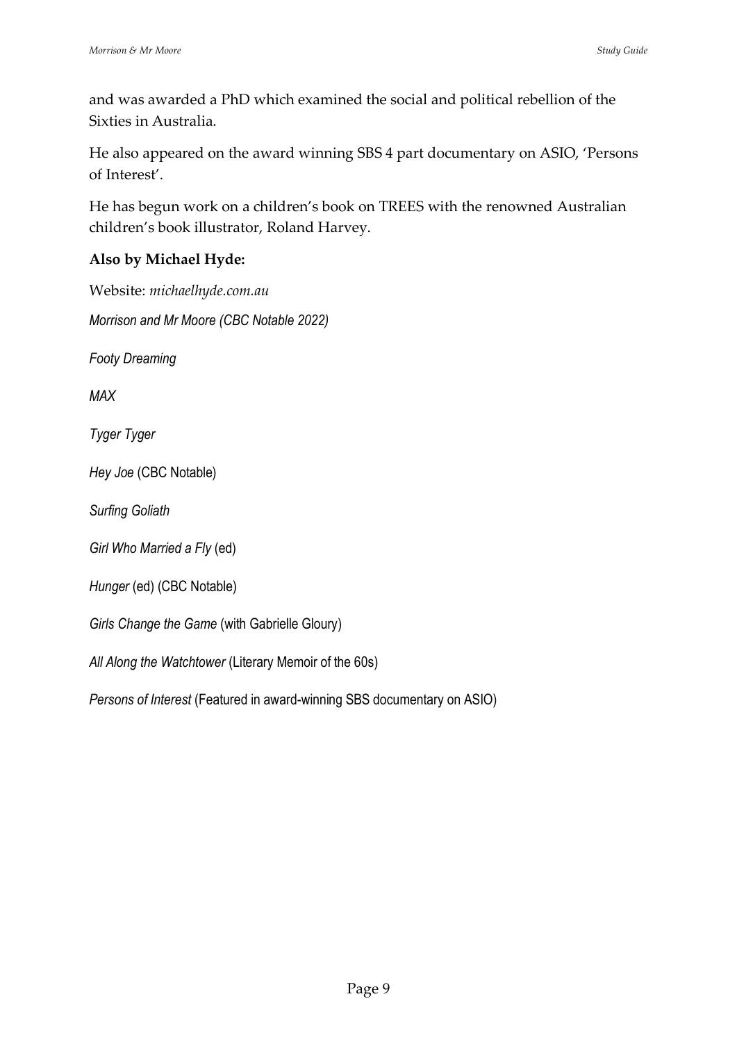and was awarded a PhD which examined the social and political rebellion of the Sixties in Australia.

He also appeared on the award winning SBS 4 part documentary on ASIO, 'Persons of Interest'.

He has begun work on a children's book on TREES with the renowned Australian children's book illustrator, Roland Harvey.

**Also by Michael Hyde:**

Website: *michaelhyde.com.au*

*Morrison and Mr Moore (CBC Notable 2022)*

*Footy Dreaming*

*MAX*

*Tyger Tyger*

*Hey Joe* (CBC Notable)

*Surfing Goliath*

*Girl Who Married a Fly* (ed)

*Hunger* (ed) (CBC Notable)

*Girls Change the Game* (with Gabrielle Gloury)

*All Along the Watchtower* (Literary Memoir of the 60s)

*Persons of Interest* (Featured in award-winning SBS documentary on ASIO)